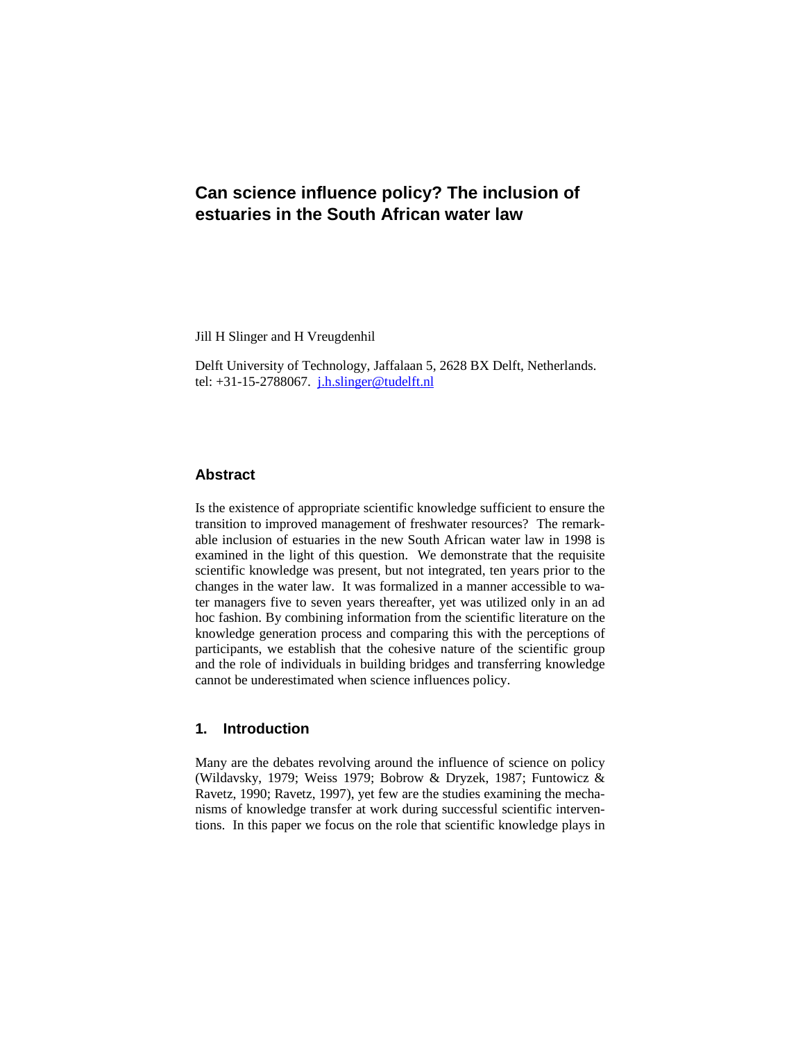# Can science influence policy? The inclusion of estuaries in the South African water law

Jill H Slinger and H Vreugdenhil

Delft University of Technology, Jaffalaan 5, 2628 BX Delft, Netherlands.
tel: +31-15-2788067. [j.h.slinger@tudelft.nl](mailto:j.h.slinger@tudelft.nl)

## Abstract

Is the existence of appropriate scientific knowledge sufficient to ensure the transition to improved management of freshwater resources? The remarkable inclusion of estuaries in the new South African water law in 1998 is examined in the light of this question. We demonstrate that the requisite scientific knowledge was present, but not integrated, ten years prior to the changes in the water law. It was formalized in a manner accessible to water managers five to seven years thereafter, yet was utilized only in an ad hoc fashion. By combining information from the scientific literature on the knowledge generation process and comparing this with the perceptions of participants, we establish that the cohesive nature of the scientific group and the role of individuals in building bridges and transferring knowledge cannot be underestimated when science influences policy.

## 1. Introduction

Many are the debates revolving around the influence of science on policy (Wildavsky, 1979; Weiss 1979; Bobrow & Dryzek, 1987; Funtowicz & Ravetz, 1990; Ravetz, 1997), yet few are the studies examining the mechanisms of knowledge transfer at work during successful scientific interventions. In this paper we focus on the role that scientific knowledge plays in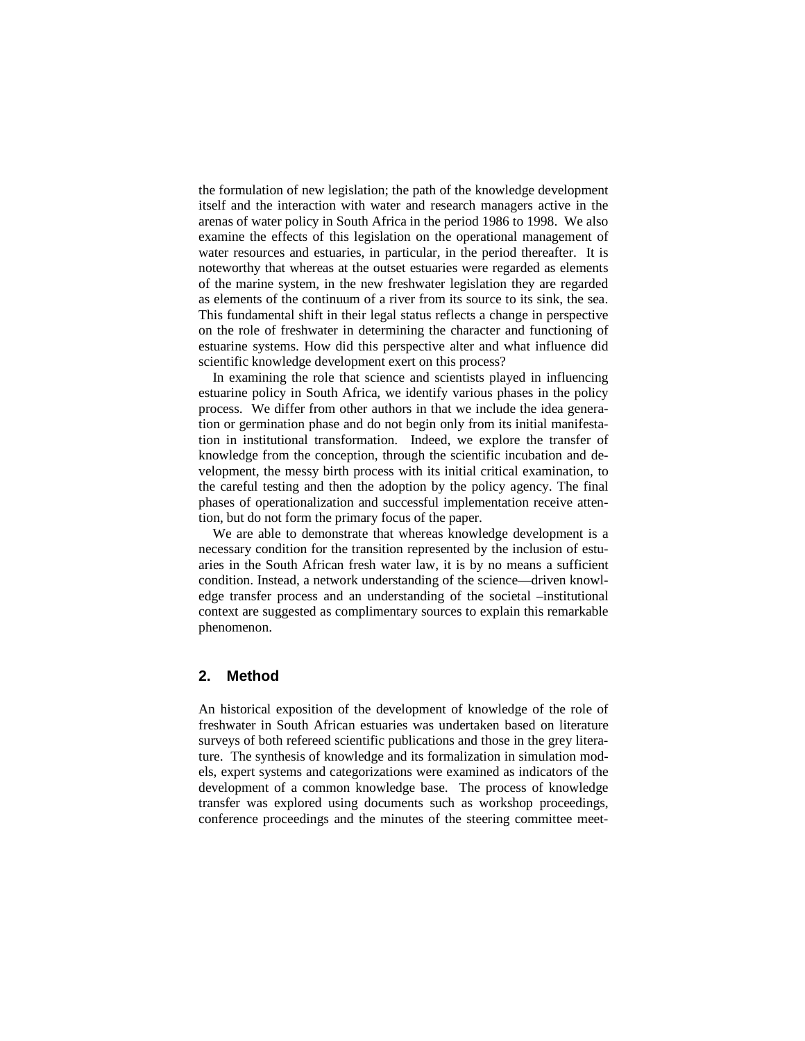the formulation of new legislation; the path of the knowledge development itself and the interaction with water and research managers active in the arenas of water policy in South Africa in the period 1986 to 1998. We also examine the effects of this legislation on the operational management of water resources and estuaries, in particular, in the period thereafter. It is noteworthy that whereas at the outset estuaries were regarded as elements of the marine system, in the new freshwater legislation they are regarded as elements of the continuum of a river from its source to its sink, the sea. This fundamental shift in their legal status reflects a change in perspective on the role of freshwater in determining the character and functioning of estuarine systems. How did this perspective alter and what influence did scientific knowledge development exert on this process?

In examining the role that science and scientists played in influencing estuarine policy in South Africa, we identify various phases in the policy process. We differ from other authors in that we include the idea generation or germination phase and do not begin only from its initial manifestation in institutional transformation. Indeed, we explore the transfer of knowledge from the conception, through the scientific incubation and development, the messy birth process with its initial critical examination, to the careful testing and then the adoption by the policy agency. The final phases of operationalization and successful implementation receive attention, but do not form the primary focus of the paper.

We are able to demonstrate that whereas knowledge development is a necessary condition for the transition represented by the inclusion of estuaries in the South African fresh water law, it is by no means a sufficient condition. Instead, a network understanding of the science—driven knowledge transfer process and an understanding of the societal –institutional context are suggested as complimentary sources to explain this remarkable phenomenon.

## 2. Method

An historical exposition of the development of knowledge of the role of freshwater in South African estuaries was undertaken based on literature surveys of both refereed scientific publications and those in the grey literature. The synthesis of knowledge and its formalization in simulation models, expert systems and categorizations were examined as indicators of the development of a common knowledge base. The process of knowledge transfer was explored using documents such as workshop proceedings, conference proceedings and the minutes of the steering committee meet-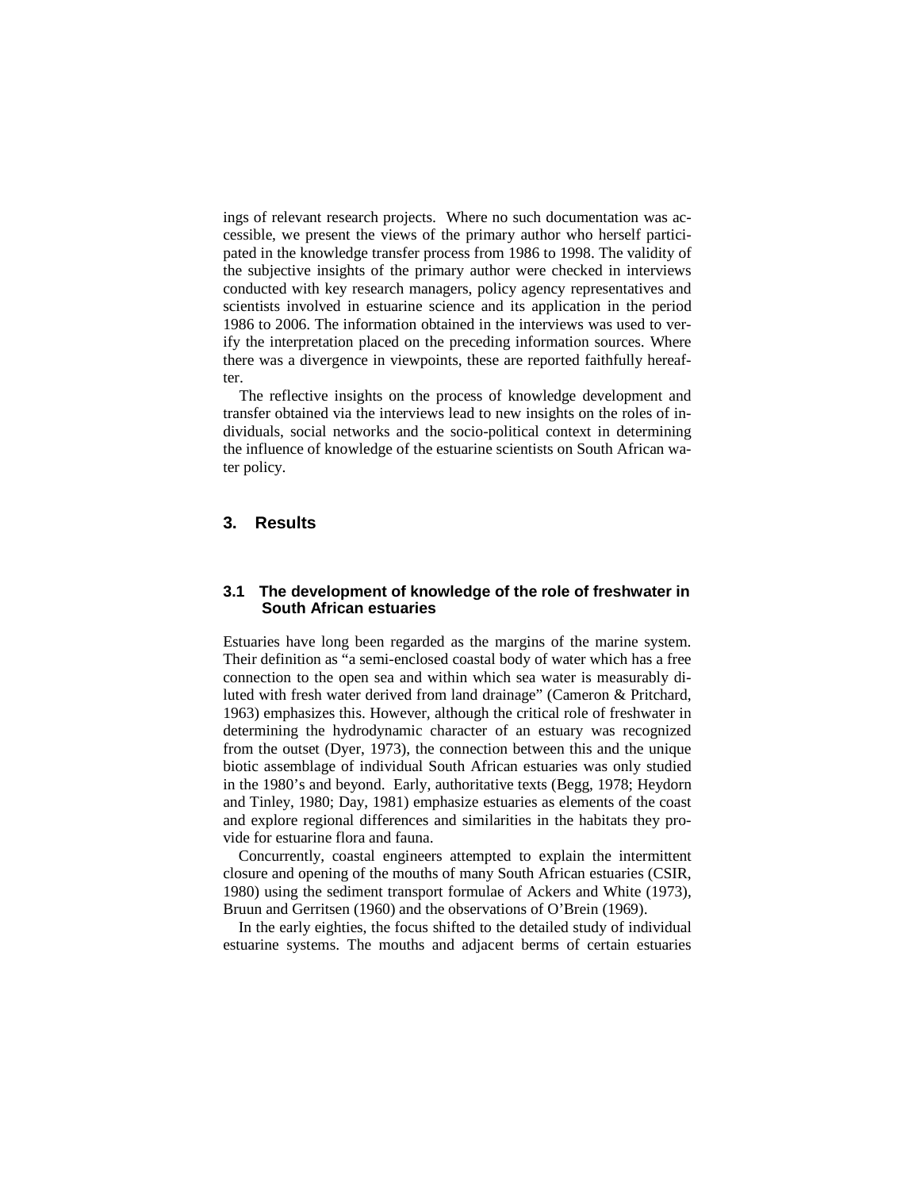ings of relevant research projects. Where no such documentation was accessible, we present the views of the primary author who herself participated in the knowledge transfer process from 1986 to 1998. The validity of the subjective insights of the primary author were checked in interviews conducted with key research managers, policy agency representatives and scientists involved in estuarine science and its application in the period 1986 to 2006. The information obtained in the interviews was used to verify the interpretation placed on the preceding information sources. Where there was a divergence in viewpoints, these are reported faithfully hereafter.

The reflective insights on the process of knowledge development and transfer obtained via the interviews lead to new insights on the roles of individuals, social networks and the socio-political context in determining the influence of knowledge of the estuarine scientists on South African water policy.

## 3. Results

### 3.1 The development of knowledge of the role of freshwater in South African estuaries

Estuaries have long been regarded as the margins of the marine system. Their definition as "a semi-enclosed coastal body of water which has a free connection to the open sea and within which sea water is measurably diluted with fresh water derived from land drainage" (Cameron & Pritchard, 1963) emphasizes this. However, although the critical role of freshwater in determining the hydrodynamic character of an estuary was recognized from the outset (Dyer, 1973), the connection between this and the unique biotic assemblage of individual South African estuaries was only studied in the 1980's and beyond. Early, authoritative texts (Begg, 1978; Heydorn and Tinley, 1980; Day, 1981) emphasize estuaries as elements of the coast and explore regional differences and similarities in the habitats they provide for estuarine flora and fauna.

Concurrently, coastal engineers attempted to explain the intermittent closure and opening of the mouths of many South African estuaries (CSIR, 1980) using the sediment transport formulae of Ackers and White (1973), Bruun and Gerritsen (1960) and the observations of O'Brein (1969).

In the early eighties, the focus shifted to the detailed study of individual estuarine systems. The mouths and adjacent berms of certain estuaries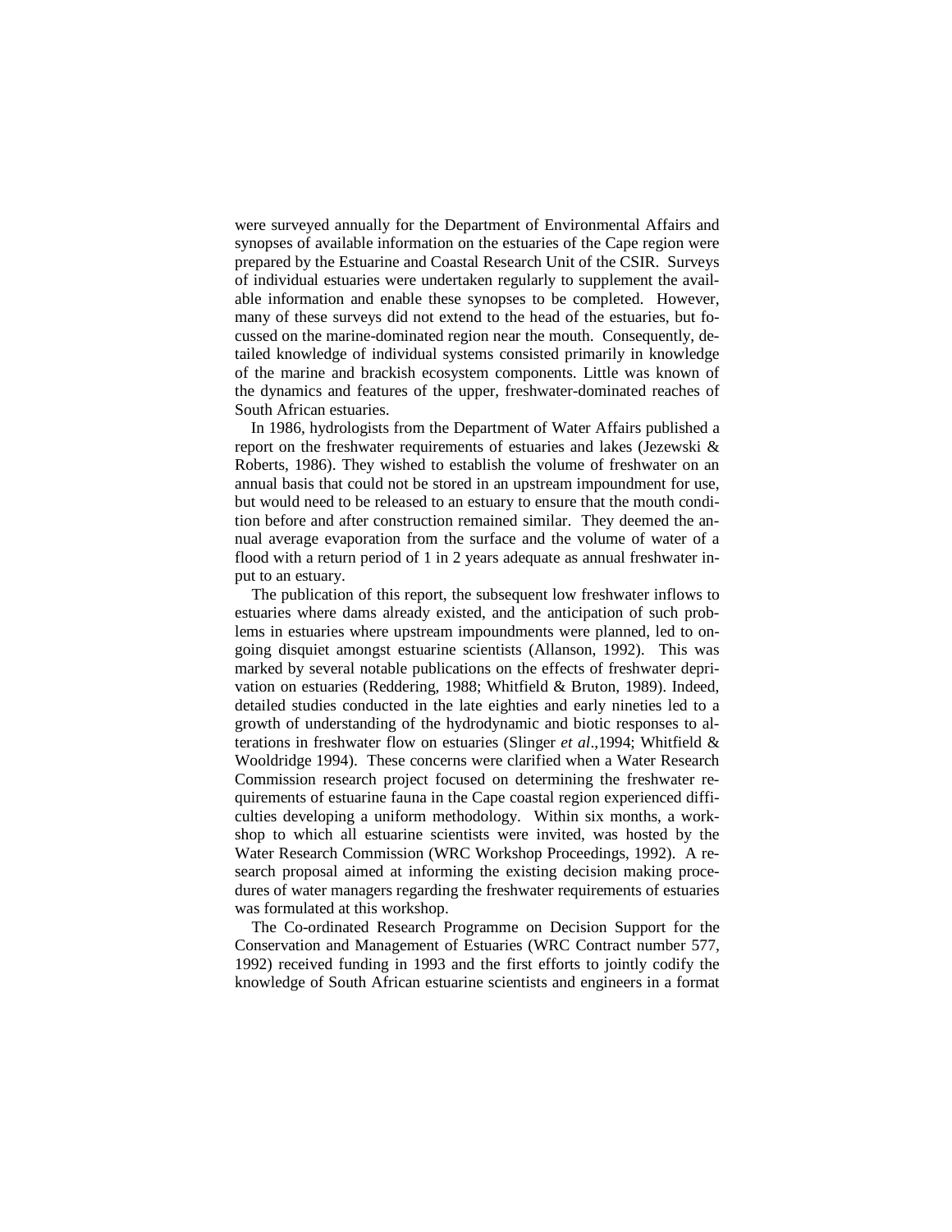were surveyed annually for the Department of Environmental Affairs and synopses of available information on the estuaries of the Cape region were prepared by the Estuarine and Coastal Research Unit of the CSIR. Surveys of individual estuaries were undertaken regularly to supplement the available information and enable these synopses to be completed. However, many of these surveys did not extend to the head of the estuaries, but focussed on the marine-dominated region near the mouth. Consequently, detailed knowledge of individual systems consisted primarily in knowledge of the marine and brackish ecosystem components. Little was known of the dynamics and features of the upper, freshwater-dominated reaches of South African estuaries.

In 1986, hydrologists from the Department of Water Affairs published a report on the freshwater requirements of estuaries and lakes (Jezewski & Roberts, 1986). They wished to establish the volume of freshwater on an annual basis that could not be stored in an upstream impoundment for use, but would need to be released to an estuary to ensure that the mouth condition before and after construction remained similar. They deemed the annual average evaporation from the surface and the volume of water of a flood with a return period of 1 in 2 years adequate as annual freshwater input to an estuary.

The publication of this report, the subsequent low freshwater inflows to estuaries where dams already existed, and the anticipation of such problems in estuaries where upstream impoundments were planned, led to ongoing disquiet amongst estuarine scientists (Allanson, 1992). This was marked by several notable publications on the effects of freshwater deprivation on estuaries (Reddering, 1988; Whitfield & Bruton, 1989). Indeed, detailed studies conducted in the late eighties and early nineties led to a growth of understanding of the hydrodynamic and biotic responses to alterations in freshwater flow on estuaries (Slinger *et al*.,1994; Whitfield & Wooldridge 1994). These concerns were clarified when a Water Research Commission research project focused on determining the freshwater requirements of estuarine fauna in the Cape coastal region experienced difficulties developing a uniform methodology. Within six months, a workshop to which all estuarine scientists were invited, was hosted by the Water Research Commission (WRC Workshop Proceedings, 1992). A research proposal aimed at informing the existing decision making procedures of water managers regarding the freshwater requirements of estuaries was formulated at this workshop.

The Co-ordinated Research Programme on Decision Support for the Conservation and Management of Estuaries (WRC Contract number 577, 1992) received funding in 1993 and the first efforts to jointly codify the knowledge of South African estuarine scientists and engineers in a format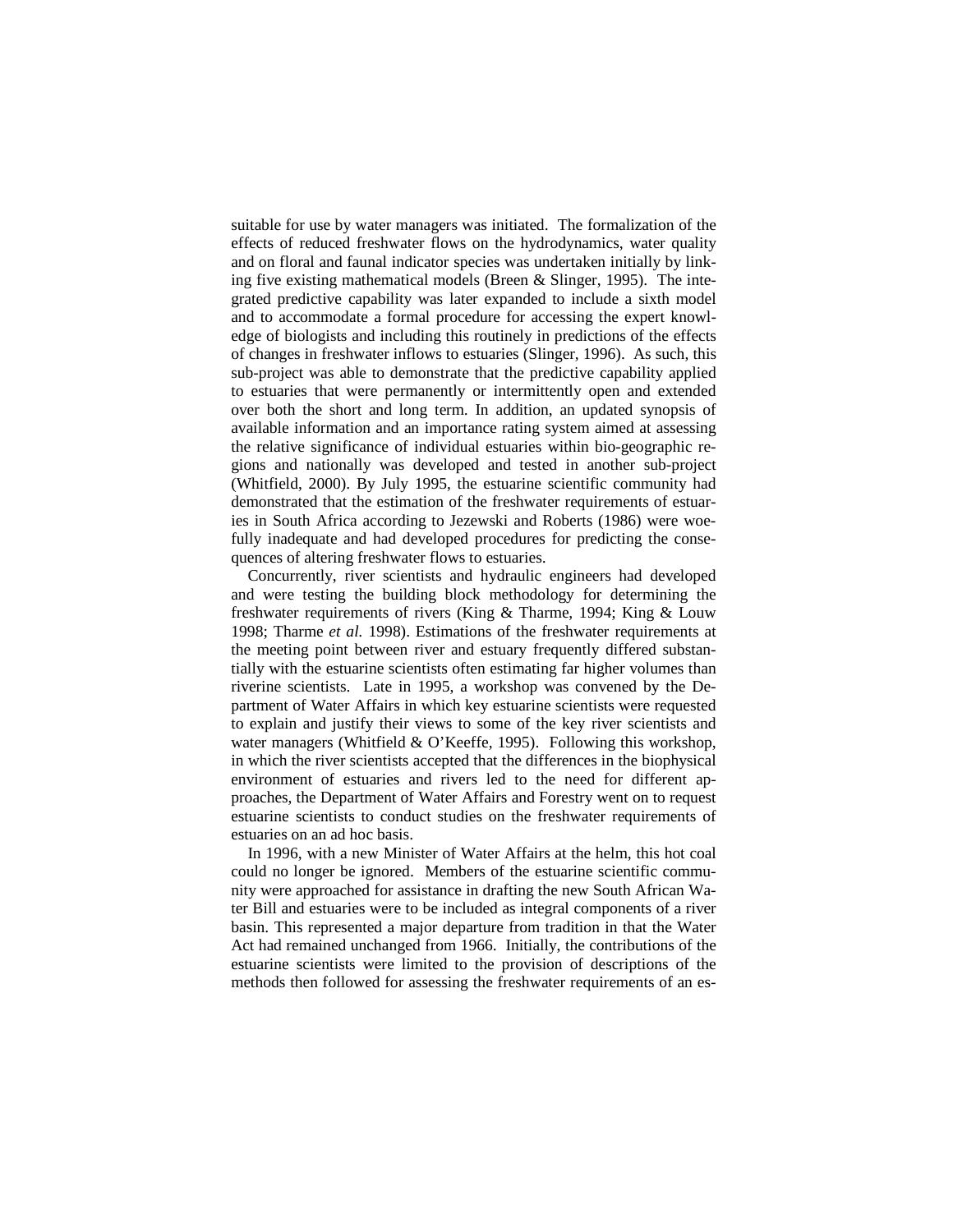suitable for use by water managers was initiated. The formalization of the effects of reduced freshwater flows on the hydrodynamics, water quality and on floral and faunal indicator species was undertaken initially by linking five existing mathematical models (Breen & Slinger, 1995). The integrated predictive capability was later expanded to include a sixth model and to accommodate a formal procedure for accessing the expert knowledge of biologists and including this routinely in predictions of the effects of changes in freshwater inflows to estuaries (Slinger, 1996). As such, this sub-project was able to demonstrate that the predictive capability applied to estuaries that were permanently or intermittently open and extended over both the short and long term. In addition, an updated synopsis of available information and an importance rating system aimed at assessing the relative significance of individual estuaries within bio-geographic regions and nationally was developed and tested in another sub-project (Whitfield, 2000). By July 1995, the estuarine scientific community had demonstrated that the estimation of the freshwater requirements of estuaries in South Africa according to Jezewski and Roberts (1986) were woefully inadequate and had developed procedures for predicting the consequences of altering freshwater flows to estuaries.

Concurrently, river scientists and hydraulic engineers had developed and were testing the building block methodology for determining the freshwater requirements of rivers (King & Tharme, 1994; King & Louw 1998; Tharme *et al.* 1998). Estimations of the freshwater requirements at the meeting point between river and estuary frequently differed substantially with the estuarine scientists often estimating far higher volumes than riverine scientists. Late in 1995, a workshop was convened by the Department of Water Affairs in which key estuarine scientists were requested to explain and justify their views to some of the key river scientists and water managers (Whitfield & O'Keeffe, 1995). Following this workshop, in which the river scientists accepted that the differences in the biophysical environment of estuaries and rivers led to the need for different approaches, the Department of Water Affairs and Forestry went on to request estuarine scientists to conduct studies on the freshwater requirements of estuaries on an ad hoc basis.

In 1996, with a new Minister of Water Affairs at the helm, this hot coal could no longer be ignored. Members of the estuarine scientific community were approached for assistance in drafting the new South African Water Bill and estuaries were to be included as integral components of a river basin. This represented a major departure from tradition in that the Water Act had remained unchanged from 1966. Initially, the contributions of the estuarine scientists were limited to the provision of descriptions of the methods then followed for assessing the freshwater requirements of an es-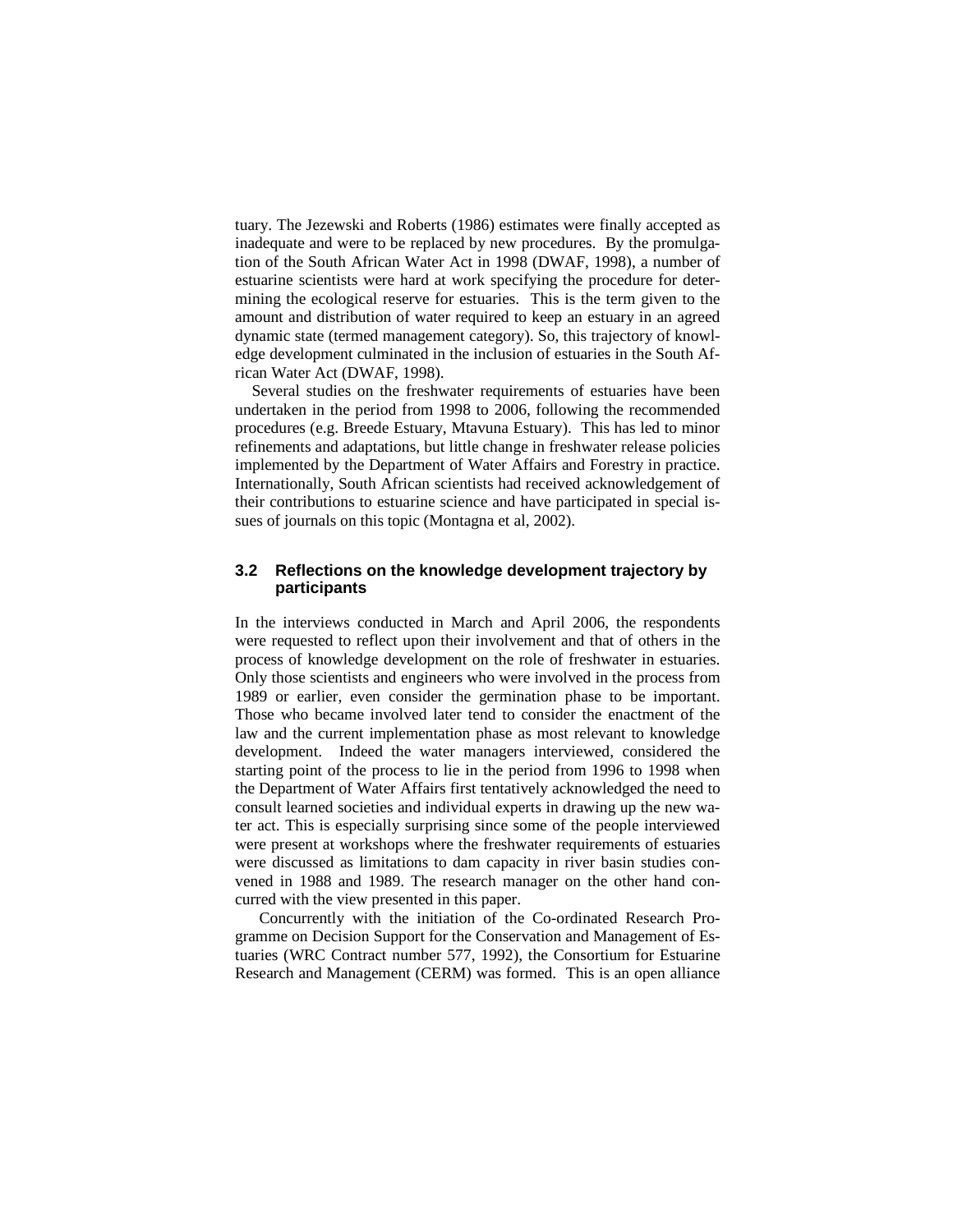tuary. The Jezewski and Roberts (1986) estimates were finally accepted as inadequate and were to be replaced by new procedures. By the promulgation of the South African Water Act in 1998 (DWAF, 1998), a number of estuarine scientists were hard at work specifying the procedure for determining the ecological reserve for estuaries. This is the term given to the amount and distribution of water required to keep an estuary in an agreed dynamic state (termed management category). So, this trajectory of knowledge development culminated in the inclusion of estuaries in the South African Water Act (DWAF, 1998).

Several studies on the freshwater requirements of estuaries have been undertaken in the period from 1998 to 2006, following the recommended procedures (e.g. Breede Estuary, Mtavuna Estuary). This has led to minor refinements and adaptations, but little change in freshwater release policies implemented by the Department of Water Affairs and Forestry in practice. Internationally, South African scientists had received acknowledgement of their contributions to estuarine science and have participated in special issues of journals on this topic (Montagna et al, 2002).

### 3.2 Reflections on the knowledge development trajectory by participants

In the interviews conducted in March and April 2006, the respondents were requested to reflect upon their involvement and that of others in the process of knowledge development on the role of freshwater in estuaries. Only those scientists and engineers who were involved in the process from 1989 or earlier, even consider the germination phase to be important. Those who became involved later tend to consider the enactment of the law and the current implementation phase as most relevant to knowledge development. Indeed the water managers interviewed, considered the starting point of the process to lie in the period from 1996 to 1998 when the Department of Water Affairs first tentatively acknowledged the need to consult learned societies and individual experts in drawing up the new water act. This is especially surprising since some of the people interviewed were present at workshops where the freshwater requirements of estuaries were discussed as limitations to dam capacity in river basin studies convened in 1988 and 1989. The research manager on the other hand concurred with the view presented in this paper.

Concurrently with the initiation of the Co-ordinated Research Programme on Decision Support for the Conservation and Management of Estuaries (WRC Contract number 577, 1992), the Consortium for Estuarine Research and Management (CERM) was formed. This is an open alliance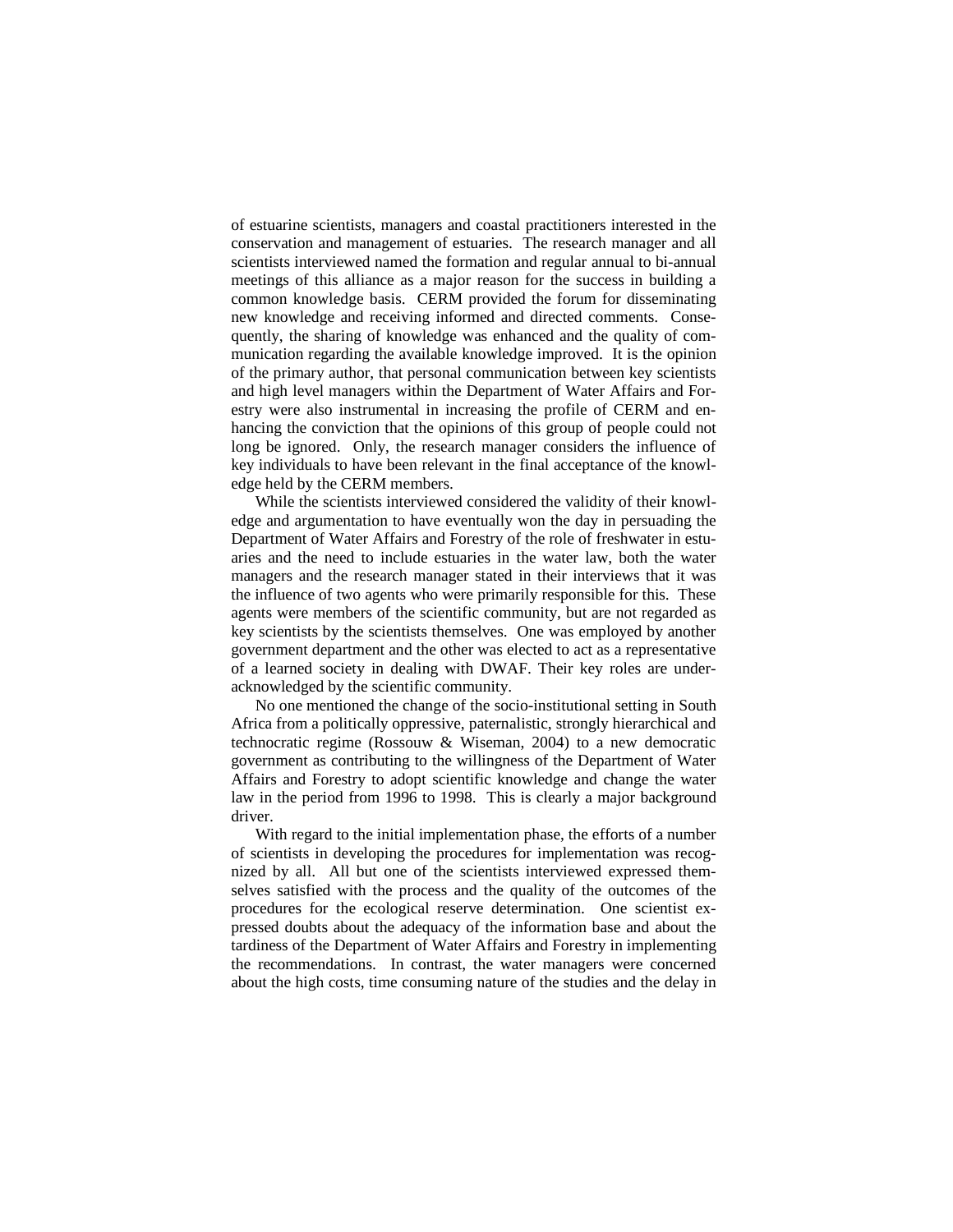of estuarine scientists, managers and coastal practitioners interested in the conservation and management of estuaries. The research manager and all scientists interviewed named the formation and regular annual to bi-annual meetings of this alliance as a major reason for the success in building a common knowledge basis. CERM provided the forum for disseminating new knowledge and receiving informed and directed comments. Consequently, the sharing of knowledge was enhanced and the quality of communication regarding the available knowledge improved. It is the opinion of the primary author, that personal communication between key scientists and high level managers within the Department of Water Affairs and Forestry were also instrumental in increasing the profile of CERM and enhancing the conviction that the opinions of this group of people could not long be ignored. Only, the research manager considers the influence of key individuals to have been relevant in the final acceptance of the knowledge held by the CERM members.

While the scientists interviewed considered the validity of their knowledge and argumentation to have eventually won the day in persuading the Department of Water Affairs and Forestry of the role of freshwater in estuaries and the need to include estuaries in the water law, both the water managers and the research manager stated in their interviews that it was the influence of two agents who were primarily responsible for this. These agents were members of the scientific community, but are not regarded as key scientists by the scientists themselves. One was employed by another government department and the other was elected to act as a representative of a learned society in dealing with DWAF. Their key roles are under-acknowledged by the scientific community.

No one mentioned the change of the socio-institutional setting in South Africa from a politically oppressive, paternalistic, strongly hierarchical and technocratic regime (Rossouw & Wiseman, 2004) to a new democratic government as contributing to the willingness of the Department of Water Affairs and Forestry to adopt scientific knowledge and change the water law in the period from 1996 to 1998. This is clearly a major background driver.

With regard to the initial implementation phase, the efforts of a number of scientists in developing the procedures for implementation was recognized by all. All but one of the scientists interviewed expressed themselves satisfied with the process and the quality of the outcomes of the procedures for the ecological reserve determination. One scientist expressed doubts about the adequacy of the information base and about the tardiness of the Department of Water Affairs and Forestry in implementing the recommendations. In contrast, the water managers were concerned about the high costs, time consuming nature of the studies and the delay in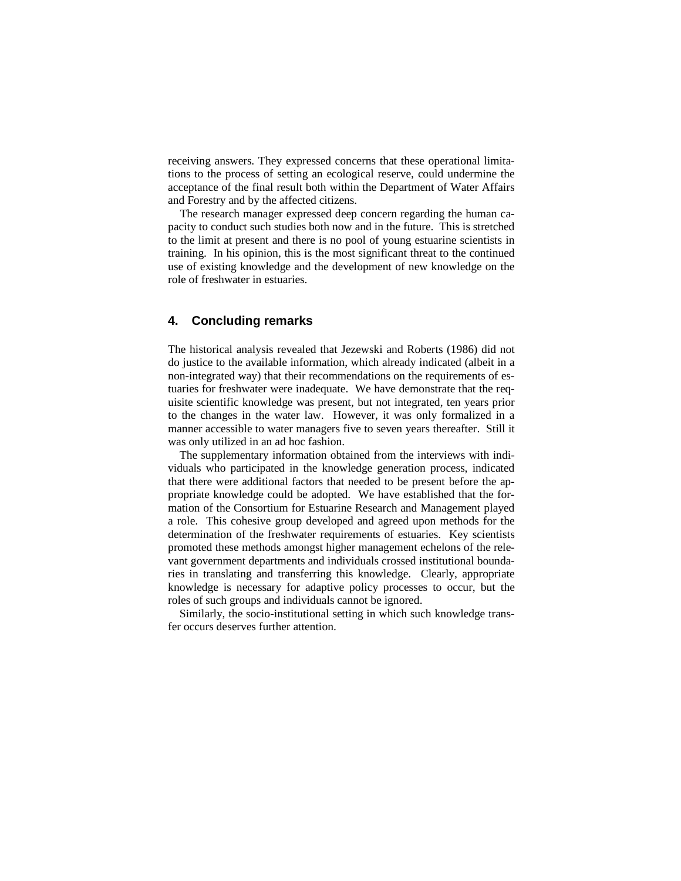receiving answers. They expressed concerns that these operational limitations to the process of setting an ecological reserve, could undermine the acceptance of the final result both within the Department of Water Affairs and Forestry and by the affected citizens.

The research manager expressed deep concern regarding the human capacity to conduct such studies both now and in the future. This is stretched to the limit at present and there is no pool of young estuarine scientists in training. In his opinion, this is the most significant threat to the continued use of existing knowledge and the development of new knowledge on the role of freshwater in estuaries.

## 4. Concluding remarks

The historical analysis revealed that Jezewski and Roberts (1986) did not do justice to the available information, which already indicated (albeit in a non-integrated way) that their recommendations on the requirements of estuaries for freshwater were inadequate. We have demonstrate that the requisite scientific knowledge was present, but not integrated, ten years prior to the changes in the water law. However, it was only formalized in a manner accessible to water managers five to seven years thereafter. Still it was only utilized in an ad hoc fashion.

The supplementary information obtained from the interviews with individuals who participated in the knowledge generation process, indicated that there were additional factors that needed to be present before the appropriate knowledge could be adopted. We have established that the formation of the Consortium for Estuarine Research and Management played a role. This cohesive group developed and agreed upon methods for the determination of the freshwater requirements of estuaries. Key scientists promoted these methods amongst higher management echelons of the relevant government departments and individuals crossed institutional boundaries in translating and transferring this knowledge. Clearly, appropriate knowledge is necessary for adaptive policy processes to occur, but the roles of such groups and individuals cannot be ignored.

Similarly, the socio-institutional setting in which such knowledge transfer occurs deserves further attention.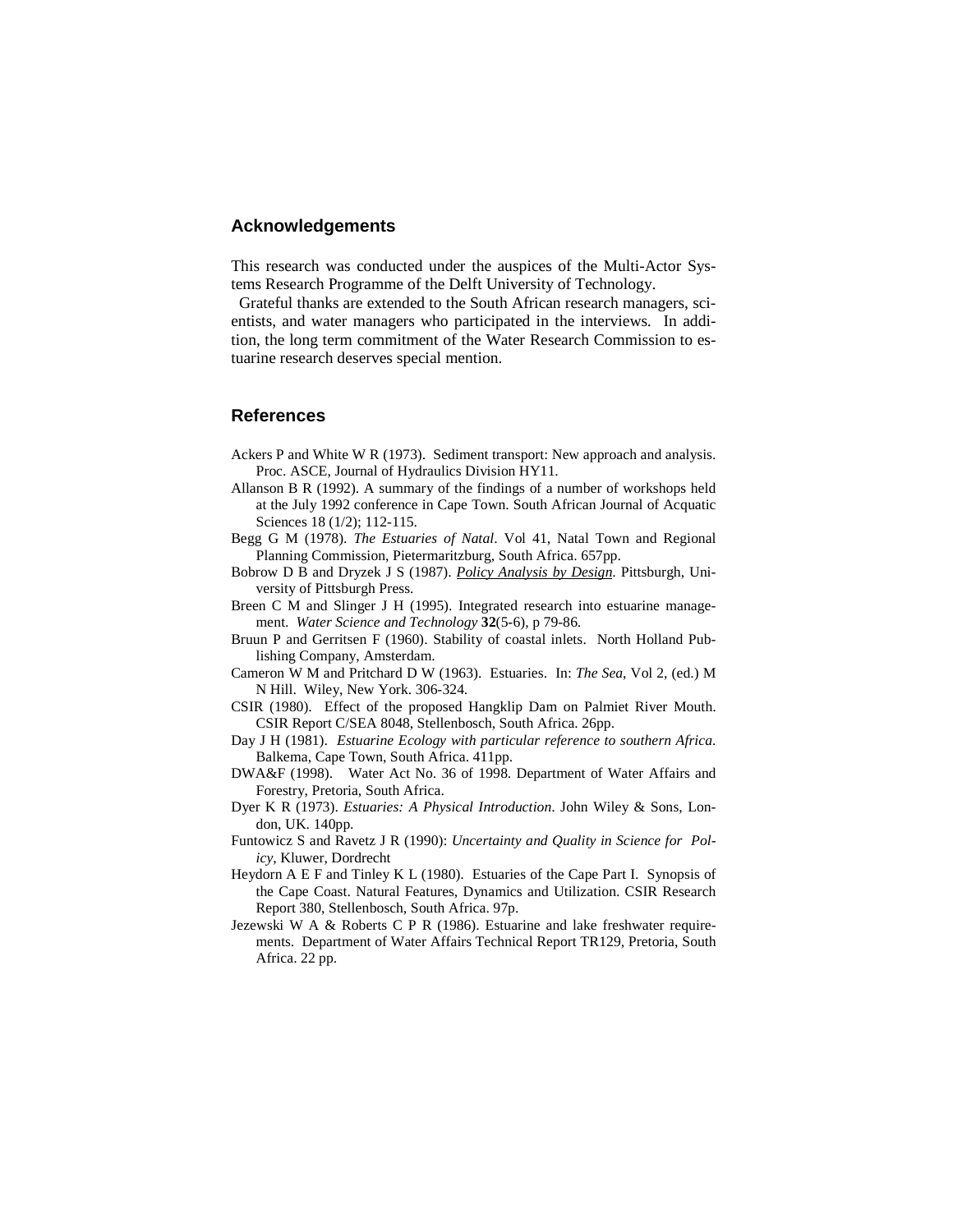## Acknowledgements

This research was conducted under the auspices of the Multi-Actor Systems Research Programme of the Delft University of Technology.

Grateful thanks are extended to the South African research managers, scientists, and water managers who participated in the interviews. In addition, the long term commitment of the Water Research Commission to estuarine research deserves special mention.

## References

Ackers P and White W R (1973). Sediment transport: New approach and analysis. Proc. ASCE, Journal of Hydraulics Division HY11.

Allanson B R (1992). A summary of the findings of a number of workshops held at the July 1992 conference in Cape Town. South African Journal of Acquatic Sciences 18 (1/2); 112-115.

Begg G M (1978). *The Estuaries of Natal*. Vol 41, Natal Town and Regional Planning Commission, Pietermaritzburg, South Africa. 657pp.

Bobrow D B and Dryzek J S (1987). *Policy Analysis by Design*. Pittsburgh, University of Pittsburgh Press.

Breen C M and Slinger J H (1995). Integrated research into estuarine management. *Water Science and Technology* **32**(5-6), p 79-86.

Bruun P and Gerritsen F (1960). Stability of coastal inlets. North Holland Publishing Company, Amsterdam.

Cameron W M and Pritchard D W (1963). Estuaries. In: *The Sea*, Vol 2, (ed.) M N Hill. Wiley, New York. 306-324.

CSIR (1980). Effect of the proposed Hangklip Dam on Palmiet River Mouth. CSIR Report C/SEA 8048, Stellenbosch, South Africa. 26pp.

Day J H (1981). *Estuarine Ecology with particular reference to southern Africa*. Balkema, Cape Town, South Africa. 411pp.

DWA&F (1998). Water Act No. 36 of 1998. Department of Water Affairs and Forestry, Pretoria, South Africa.

Dyer K R (1973). *Estuaries: A Physical Introduction*. John Wiley & Sons, London, UK. 140pp.

Funtowicz S and Ravetz J R (1990): *Uncertainty and Quality in Science for Policy*, Kluwer, Dordrecht

Heydorn A E F and Tinley K L (1980). Estuaries of the Cape Part I. Synopsis of the Cape Coast. Natural Features, Dynamics and Utilization. CSIR Research Report 380, Stellenbosch, South Africa. 97p.

Jezewski W A & Roberts C P R (1986). Estuarine and lake freshwater requirements. Department of Water Affairs Technical Report TR129, Pretoria, South Africa. 22 pp.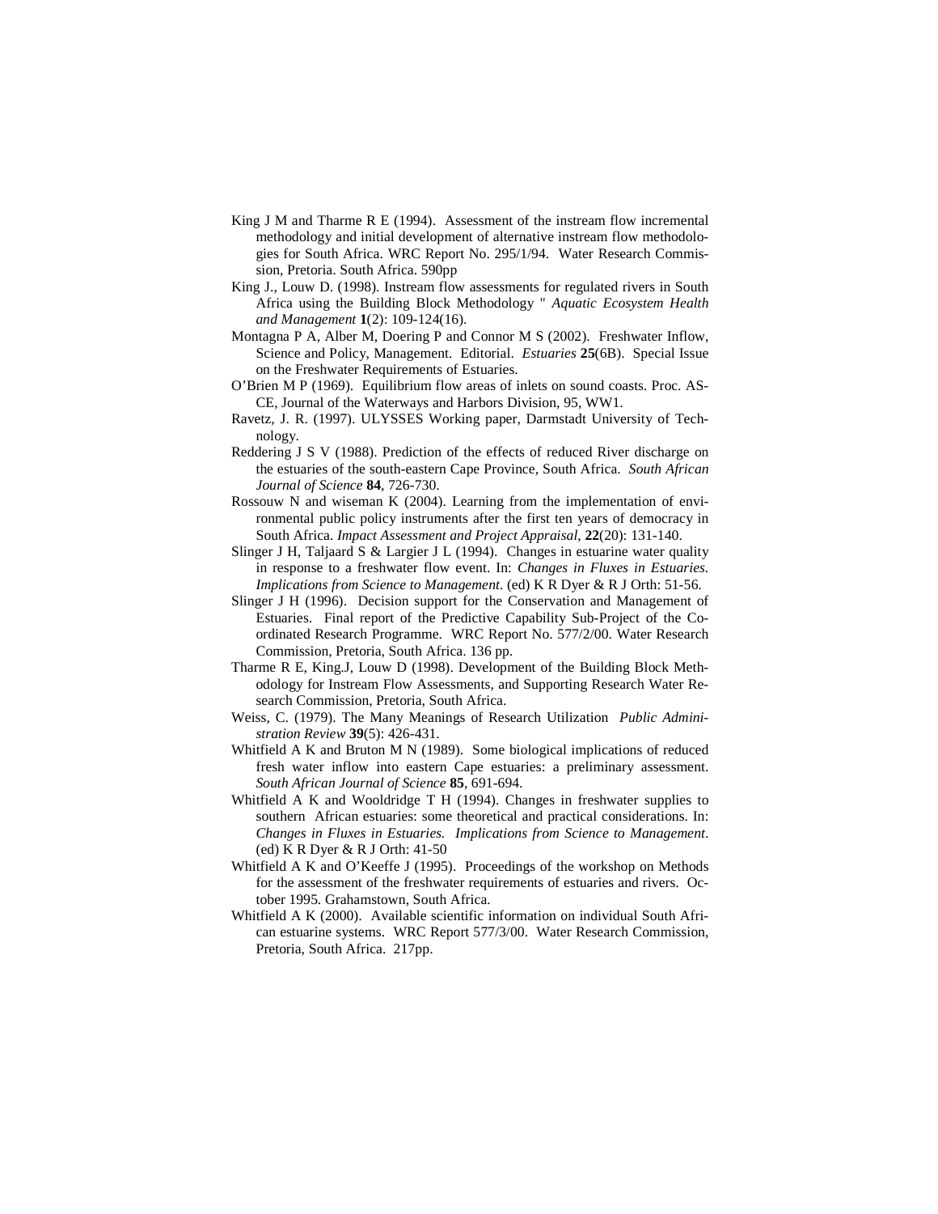King J M and Tharme R E (1994). Assessment of the instream flow incremental methodology and initial development of alternative instream flow methodologies for South Africa. WRC Report No. 295/1/94. Water Research Commission, Pretoria. South Africa. 590pp

King J., Louw D. (1998). Instream flow assessments for regulated rivers in South Africa using the Building Block Methodology " *Aquatic Ecosystem Health and Management* **1**(2): 109-124(16).

Montagna P A, Alber M, Doering P and Connor M S (2002). Freshwater Inflow, Science and Policy, Management. Editorial. *Estuaries* **25**(6B). Special Issue on the Freshwater Requirements of Estuaries.

O'Brien M P (1969). Equilibrium flow areas of inlets on sound coasts. Proc. ASCE, Journal of the Waterways and Harbors Division, 95, WW1.

Ravetz, J. R. (1997). ULYSSES Working paper, Darmstadt University of Technology.

Reddering J S V (1988). Prediction of the effects of reduced River discharge on the estuaries of the south-eastern Cape Province, South Africa. *South African Journal of Science* **84**, 726-730.

Rossouw N and wiseman K (2004). Learning from the implementation of environmental public policy instruments after the first ten years of democracy in South Africa. *Impact Assessment and Project Appraisal*, **22**(20): 131-140.

Slinger J H, Taljaard S & Largier J L (1994). Changes in estuarine water quality in response to a freshwater flow event. In: *Changes in Fluxes in Estuaries. Implications from Science to Management*. (ed) K R Dyer & R J Orth: 51-56.

Slinger J H (1996). Decision support for the Conservation and Management of Estuaries. Final report of the Predictive Capability Sub-Project of the Coordinated Research Programme. WRC Report No. 577/2/00. Water Research Commission, Pretoria, South Africa. 136 pp.

Tharme R E, King.J, Louw D (1998). Development of the Building Block Methodology for Instream Flow Assessments, and Supporting Research Water Research Commission, Pretoria, South Africa.

Weiss, C. (1979). The Many Meanings of Research Utilization *Public Administration Review* **39**(5): 426-431.

Whitfield A K and Bruton M N (1989). Some biological implications of reduced fresh water inflow into eastern Cape estuaries: a preliminary assessment. *South African Journal of Science* **85**, 691-694.

Whitfield A K and Wooldridge T H (1994). Changes in freshwater supplies to southern African estuaries: some theoretical and practical considerations. In: *Changes in Fluxes in Estuaries. Implications from Science to Management*. (ed) K R Dyer & R J Orth: 41-50

Whitfield A K and O'Keeffe J (1995). Proceedings of the workshop on Methods for the assessment of the freshwater requirements of estuaries and rivers. October 1995. Grahamstown, South Africa.

Whitfield A K (2000). Available scientific information on individual South African estuarine systems. WRC Report 577/3/00. Water Research Commission, Pretoria, South Africa. 217pp.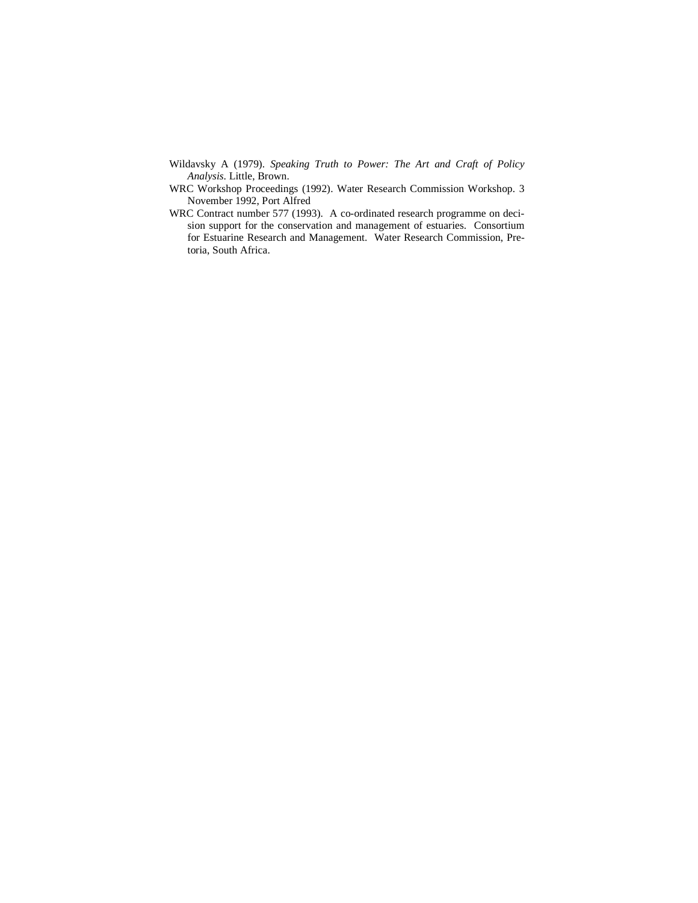Wildavsky A (1979). *Speaking Truth to Power: The Art and Craft of Policy Analysis*. Little, Brown.

WRC Workshop Proceedings (1992). Water Research Commission Workshop. 3 November 1992, Port Alfred

WRC Contract number 577 (1993). A co-ordinated research programme on decision support for the conservation and management of estuaries. Consortium for Estuarine Research and Management. Water Research Commission, Pretoria, South Africa.